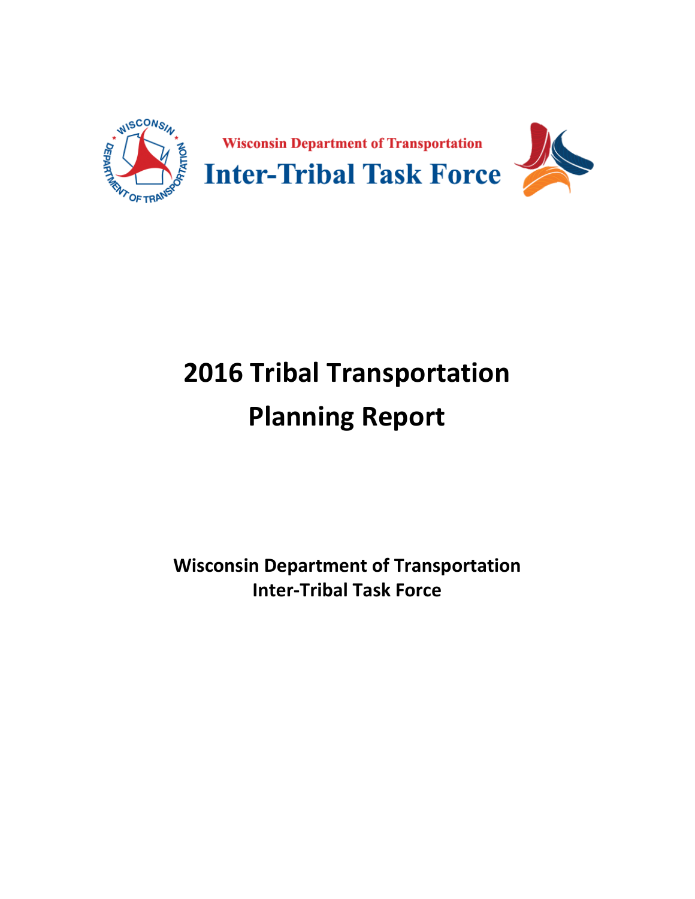Wisconsin Department of Transportation

Inter-Tribal Task Force

# 2016 Tribal Transportation Planning Report

**Wisconsin Department of Transportation**
**Inter-Tribal Task Force**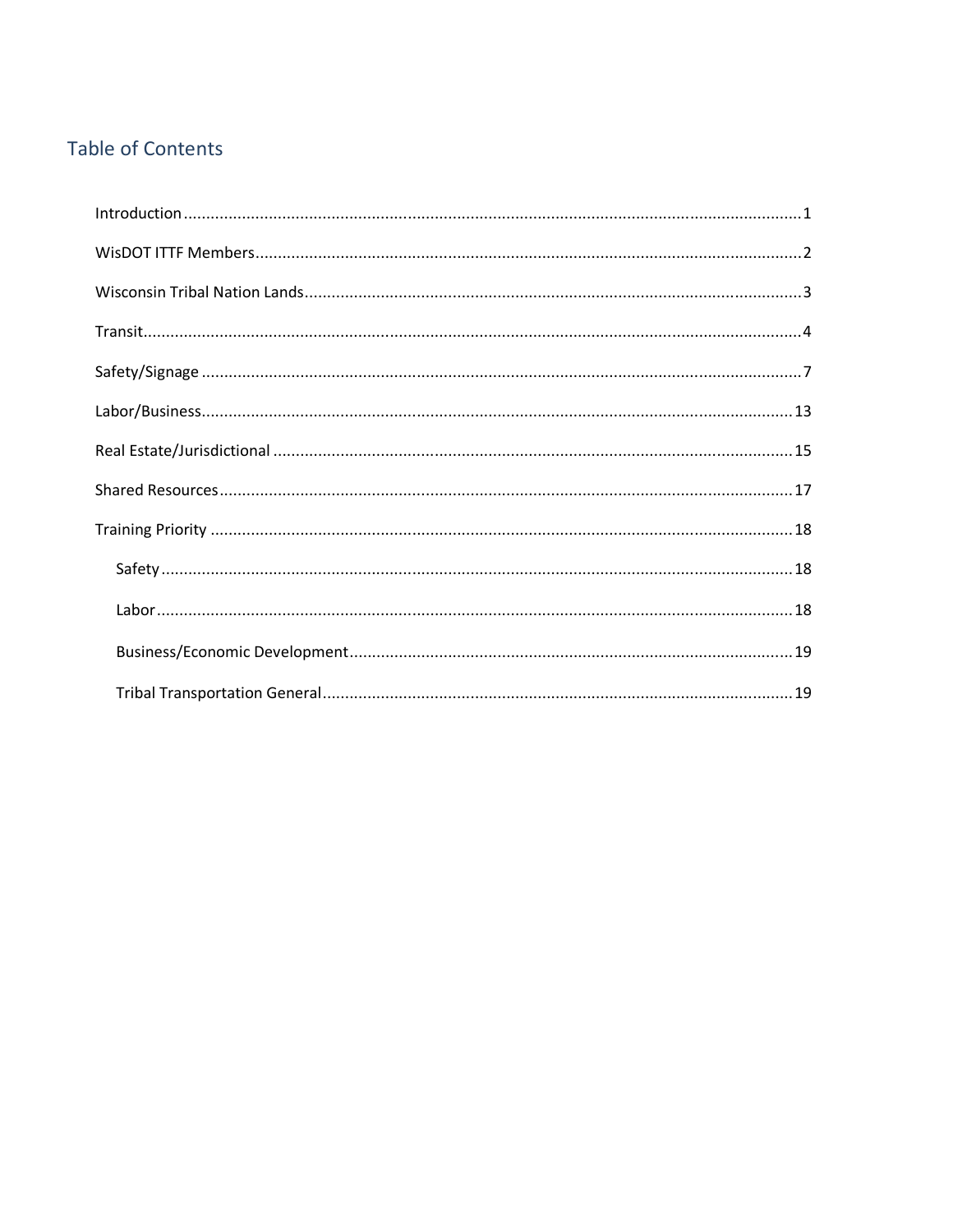## Table of Contents

- Introduction ........ 1
- WisDOT ITTF Members ........ 2
- Wisconsin Tribal Nation Lands ........ 3
- Transit ........ 4
- Safety/Signage ........ 7
- Labor/Business ........ 13
- Real Estate/Jurisdictional ........ 15
- Shared Resources ........ 17
- Training Priority ........ 18
  - Safety ........ 18
  - Labor ........ 18
  - Business/Economic Development ........ 19
  - Tribal Transportation General ........ 19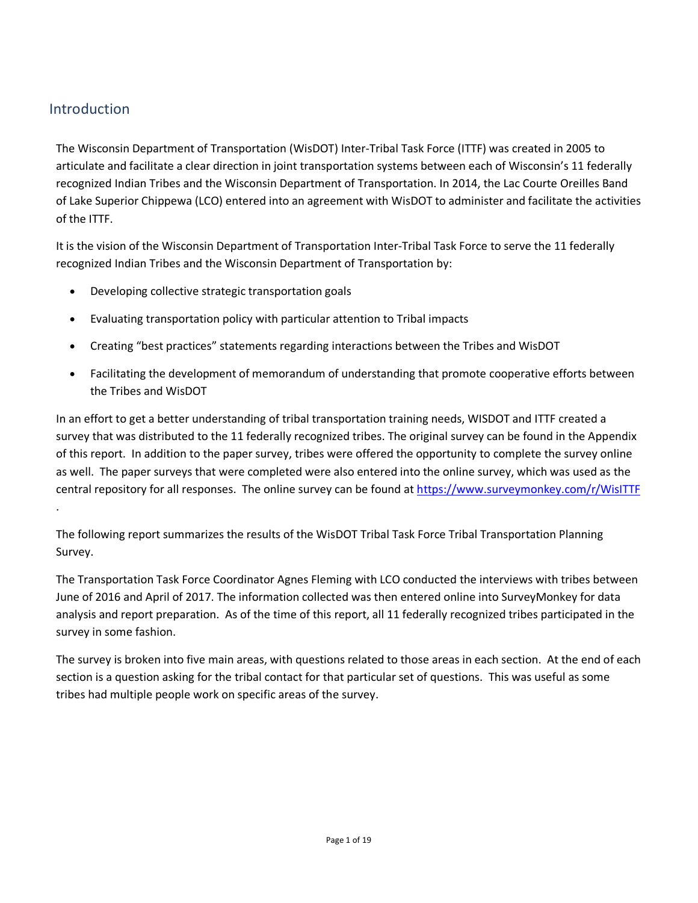## Introduction

The Wisconsin Department of Transportation (WisDOT) Inter-Tribal Task Force (ITTF) was created in 2005 to articulate and facilitate a clear direction in joint transportation systems between each of Wisconsin's 11 federally recognized Indian Tribes and the Wisconsin Department of Transportation. In 2014, the Lac Courte Oreilles Band of Lake Superior Chippewa (LCO) entered into an agreement with WisDOT to administer and facilitate the activities of the ITTF.

It is the vision of the Wisconsin Department of Transportation Inter-Tribal Task Force to serve the 11 federally recognized Indian Tribes and the Wisconsin Department of Transportation by:

- Developing collective strategic transportation goals
- Evaluating transportation policy with particular attention to Tribal impacts
- Creating "best practices" statements regarding interactions between the Tribes and WisDOT
- Facilitating the development of memorandum of understanding that promote cooperative efforts between the Tribes and WisDOT

In an effort to get a better understanding of tribal transportation training needs, WISDOT and ITTF created a survey that was distributed to the 11 federally recognized tribes. The original survey can be found in the Appendix of this report. In addition to the paper survey, tribes were offered the opportunity to complete the survey online as well. The paper surveys that were completed were also entered into the online survey, which was used as the central repository for all responses. The online survey can be found at https://www.surveymonkey.com/r/WisITTF .

The following report summarizes the results of the WisDOT Tribal Task Force Tribal Transportation Planning Survey.

The Transportation Task Force Coordinator Agnes Fleming with LCO conducted the interviews with tribes between June of 2016 and April of 2017. The information collected was then entered online into SurveyMonkey for data analysis and report preparation. As of the time of this report, all 11 federally recognized tribes participated in the survey in some fashion.

The survey is broken into five main areas, with questions related to those areas in each section. At the end of each section is a question asking for the tribal contact for that particular set of questions. This was useful as some tribes had multiple people work on specific areas of the survey.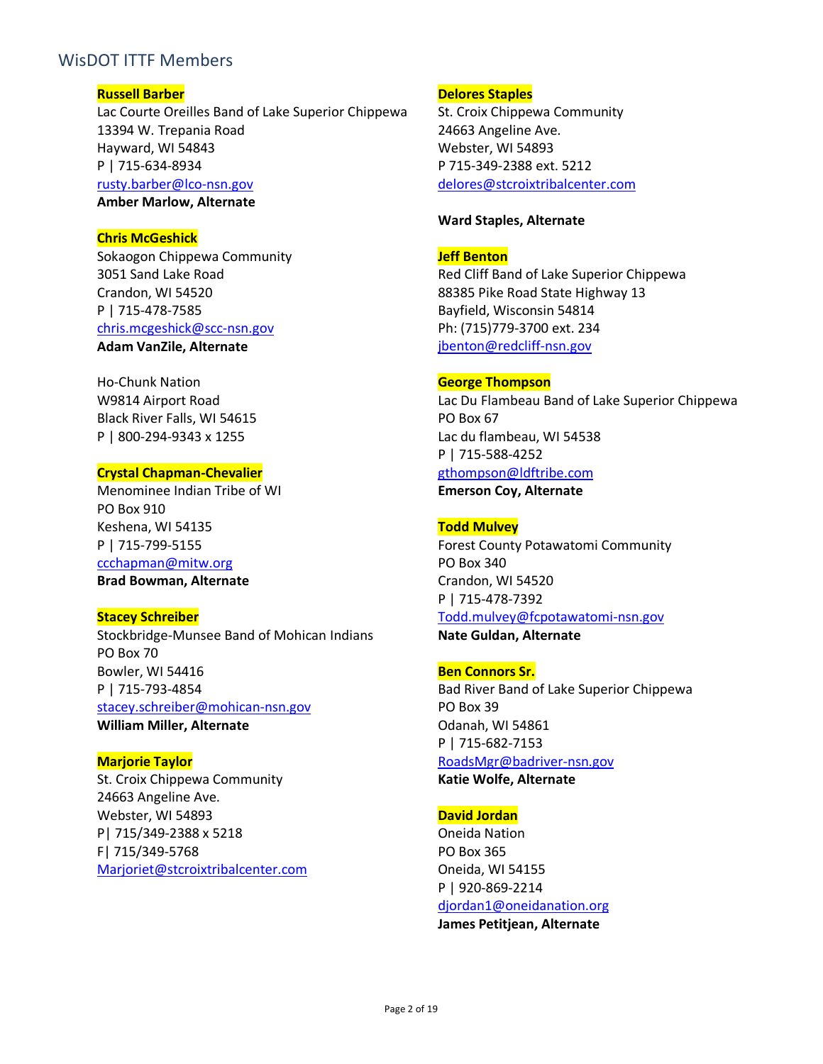## WisDOT ITTF Members

**Russell Barber**
Lac Courte Oreilles Band of Lake Superior Chippewa
13394 W. Trepania Road
Hayward, WI 54843
P | 715-634-8934
rusty.barber@lco-nsn.gov
**Amber Marlow, Alternate**

**Chris McGeshick**
Sokaogon Chippewa Community
3051 Sand Lake Road
Crandon, WI 54520
P | 715-478-7585
chris.mcgeshick@scc-nsn.gov
**Adam VanZile, Alternate**

Ho-Chunk Nation
W9814 Airport Road
Black River Falls, WI 54615
P | 800-294-9343 x 1255

**Crystal Chapman-Chevalier**
Menominee Indian Tribe of WI
PO Box 910
Keshena, WI 54135
P | 715-799-5155
ccchapman@mitw.org
**Brad Bowman, Alternate**

**Stacey Schreiber**
Stockbridge-Munsee Band of Mohican Indians
PO Box 70
Bowler, WI 54416
P | 715-793-4854
stacey.schreiber@mohican-nsn.gov
**William Miller, Alternate**

**Marjorie Taylor**
St. Croix Chippewa Community
24663 Angeline Ave.
Webster, WI 54893
P| 715/349-2388 x 5218
F| 715/349-5768
Marjoriet@stcroixtribalcenter.com

**Delores Staples**
St. Croix Chippewa Community
24663 Angeline Ave.
Webster, WI 54893
P 715-349-2388 ext. 5212
delores@stcroixtribalcenter.com

**Ward Staples, Alternate**

**Jeff Benton**
Red Cliff Band of Lake Superior Chippewa
88385 Pike Road State Highway 13
Bayfield, Wisconsin 54814
Ph: (715)779-3700 ext. 234
jbenton@redcliff-nsn.gov

**George Thompson**
Lac Du Flambeau Band of Lake Superior Chippewa
PO Box 67
Lac du flambeau, WI 54538
P | 715-588-4252
gthompson@ldftribe.com
**Emerson Coy, Alternate**

**Todd Mulvey**
Forest County Potawatomi Community
PO Box 340
Crandon, WI 54520
P | 715-478-7392
Todd.mulvey@fcpotawatomi-nsn.gov
**Nate Guldan, Alternate**

**Ben Connors Sr.**
Bad River Band of Lake Superior Chippewa
PO Box 39
Odanah, WI 54861
P | 715-682-7153
RoadsMgr@badriver-nsn.gov
**Katie Wolfe, Alternate**

**David Jordan**
Oneida Nation
PO Box 365
Oneida, WI 54155
P | 920-869-2214
djordan1@oneidanation.org
**James Petitjean, Alternate**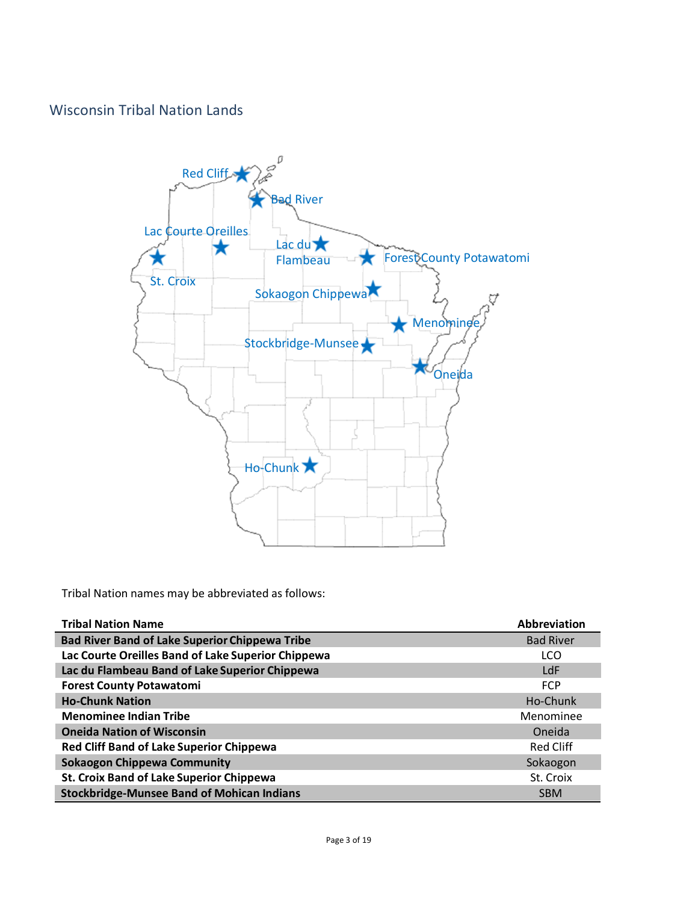## Wisconsin Tribal Nation Lands

Tribal Nation names may be abbreviated as follows:

| Tribal Nation Name | Abbreviation |
|---|---|
| Bad River Band of Lake Superior Chippewa Tribe | Bad River |
| Lac Courte Oreilles Band of Lake Superior Chippewa | LCO |
| Lac du Flambeau Band of Lake Superior Chippewa | LdF |
| Forest County Potawatomi | FCP |
| Ho-Chunk Nation | Ho-Chunk |
| Menominee Indian Tribe | Menominee |
| Oneida Nation of Wisconsin | Oneida |
| Red Cliff Band of Lake Superior Chippewa | Red Cliff |
| Sokaogon Chippewa Community | Sokaogon |
| St. Croix Band of Lake Superior Chippewa | St. Croix |
| Stockbridge-Munsee Band of Mohican Indians | SBM |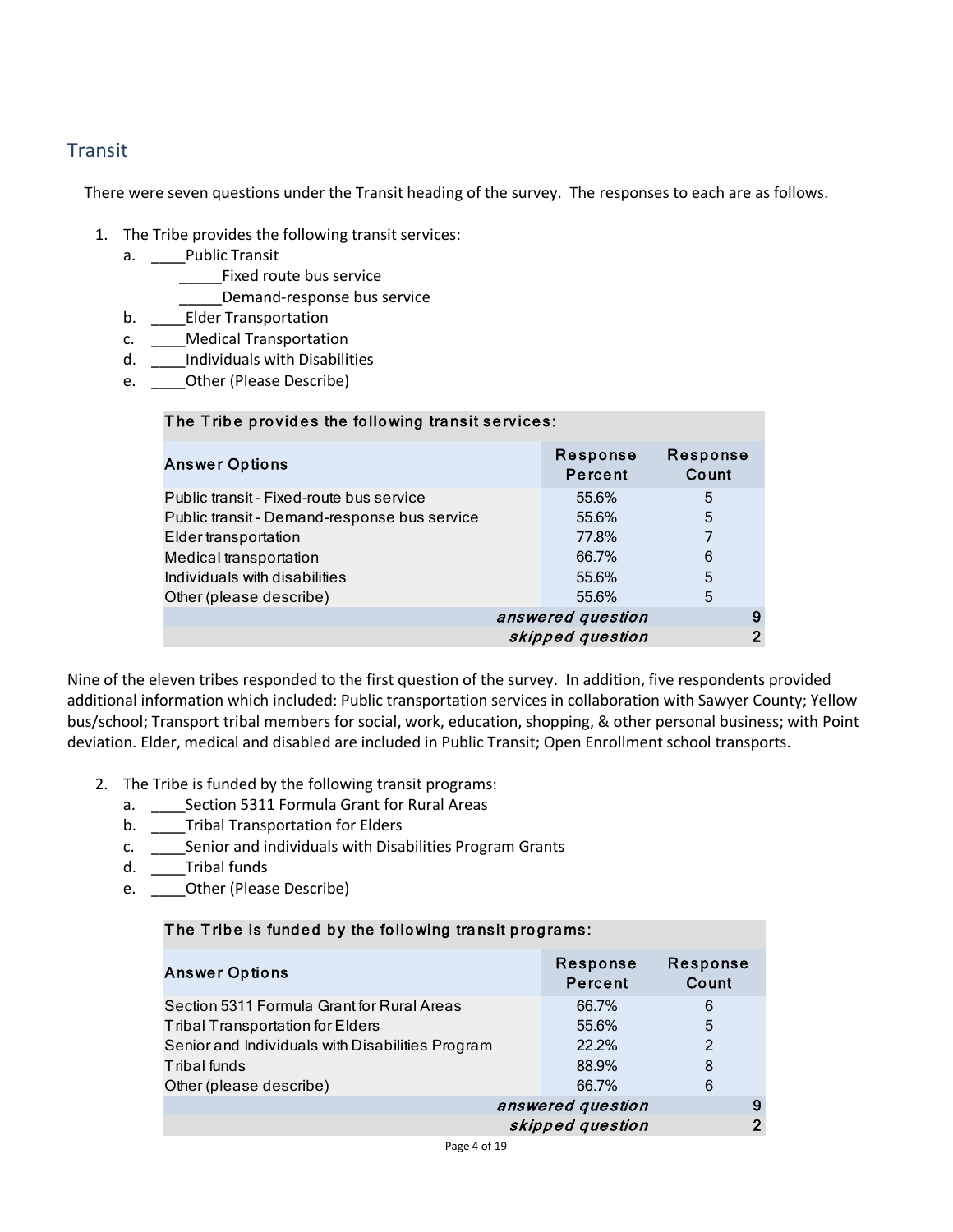## Transit

There were seven questions under the Transit heading of the survey. The responses to each are as follows.

1. The Tribe provides the following transit services:
   a. ____Public Transit
      _____Fixed route bus service
      _____Demand-response bus service
   b. ____Elder Transportation
   c. ____Medical Transportation
   d. ____Individuals with Disabilities
   e. ____Other (Please Describe)

| The Tribe provides the following transit services: | | |
|---|---|---|
| **Answer Options** | **Response Percent** | **Response Count** |
| Public transit - Fixed-route bus service | 55.6% | 5 |
| Public transit - Demand-response bus service | 55.6% | 5 |
| Elder transportation | 77.8% | 7 |
| Medical transportation | 66.7% | 6 |
| Individuals with disabilities | 55.6% | 5 |
| Other (please describe) | 55.6% | 5 |
| | *answered question* | 9 |
| | *skipped question* | 2 |

Nine of the eleven tribes responded to the first question of the survey. In addition, five respondents provided additional information which included: Public transportation services in collaboration with Sawyer County; Yellow bus/school; Transport tribal members for social, work, education, shopping, & other personal business; with Point deviation. Elder, medical and disabled are included in Public Transit; Open Enrollment school transports.

2. The Tribe is funded by the following transit programs:
   a. ____Section 5311 Formula Grant for Rural Areas
   b. ____Tribal Transportation for Elders
   c. ____Senior and individuals with Disabilities Program Grants
   d. ____Tribal funds
   e. ____Other (Please Describe)

| The Tribe is funded by the following transit programs: | | |
|---|---|---|
| **Answer Options** | **Response Percent** | **Response Count** |
| Section 5311 Formula Grant for Rural Areas | 66.7% | 6 |
| Tribal Transportation for Elders | 55.6% | 5 |
| Senior and Individuals with Disabilities Program | 22.2% | 2 |
| Tribal funds | 88.9% | 8 |
| Other (please describe) | 66.7% | 6 |
| | *answered question* | 9 |
| | *skipped question* | 2 |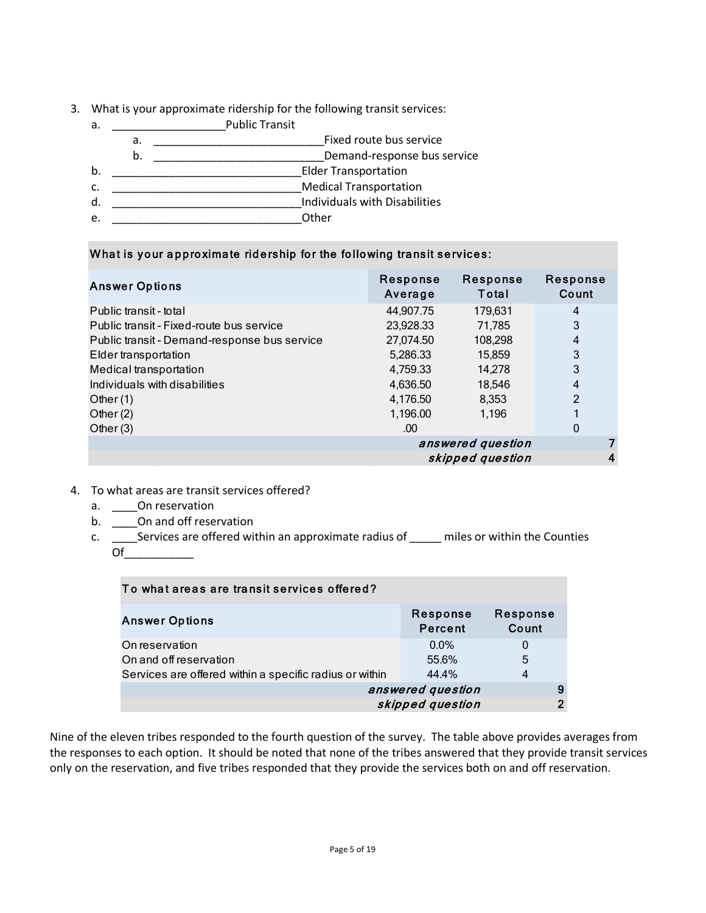3. What is your approximate ridership for the following transit services:
   a. __________________Public Transit
      a. ____________________________Fixed route bus service
      b. ____________________________Demand-response bus service
   b. ______________________________Elder Transportation
   c. ______________________________Medical Transportation
   d. ______________________________Individuals with Disabilities
   e. ______________________________Other

| What is your approximate ridership for the following transit services: | | | |
|---|---|---|---|
| **Answer Options** | **Response Average** | **Response Total** | **Response Count** |
| Public transit - total | 44,907.75 | 179,631 | 4 |
| Public transit - Fixed-route bus service | 23,928.33 | 71,785 | 3 |
| Public transit - Demand-response bus service | 27,074.50 | 108,298 | 4 |
| Elder transportation | 5,286.33 | 15,859 | 3 |
| Medical transportation | 4,759.33 | 14,278 | 3 |
| Individuals with disabilities | 4,636.50 | 18,546 | 4 |
| Other (1) | 4,176.50 | 8,353 | 2 |
| Other (2) | 1,196.00 | 1,196 | 1 |
| Other (3) | .00 | | 0 |
| | | *answered question* | 7 |
| | | *skipped question* | 4 |

4. To what areas are transit services offered?
   a. ____On reservation
   b. ____On and off reservation
   c. ____Services are offered within an approximate radius of _____ miles or within the Counties Of___________

| To what areas are transit services offered? | | |
|---|---|---|
| **Answer Options** | **Response Percent** | **Response Count** |
| On reservation | 0.0% | 0 |
| On and off reservation | 55.6% | 5 |
| Services are offered within a specific radius or within | 44.4% | 4 |
| | *answered question* | 9 |
| | *skipped question* | 2 |

Nine of the eleven tribes responded to the fourth question of the survey. The table above provides averages from the responses to each option. It should be noted that none of the tribes answered that they provide transit services only on the reservation, and five tribes responded that they provide the services both on and off reservation.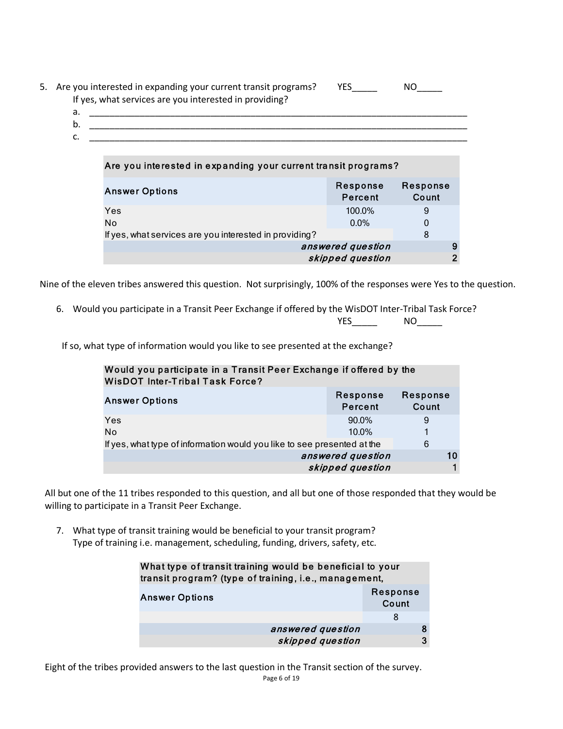5. Are you interested in expanding your current transit programs? YES_____ NO_____

   If yes, what services are you interested in providing?

   a. ______________________________________________________________________________
   b. ______________________________________________________________________________
   c. ______________________________________________________________________________

| Are you interested in expanding your current transit programs? | | |
|---|---|---|
| **Answer Options** | **Response Percent** | **Response Count** |
| Yes | 100.0% | 9 |
| No | 0.0% | 0 |
| If yes, what services are you interested in providing? | | 8 |
| | *answered question* | 9 |
| | *skipped question* | 2 |

Nine of the eleven tribes answered this question. Not surprisingly, 100% of the responses were Yes to the question.

6. Would you participate in a Transit Peer Exchange if offered by the WisDOT Inter-Tribal Task Force? YES_____ NO_____

   If so, what type of information would you like to see presented at the exchange?

| Would you participate in a Transit Peer Exchange if offered by the WisDOT Inter-Tribal Task Force? | | |
|---|---|---|
| **Answer Options** | **Response Percent** | **Response Count** |
| Yes | 90.0% | 9 |
| No | 10.0% | 1 |
| If yes, what type of information would you like to see presented at the | | 6 |
| | *answered question* | 10 |
| | *skipped question* | 1 |

All but one of the 11 tribes responded to this question, and all but one of those responded that they would be willing to participate in a Transit Peer Exchange.

7. What type of transit training would be beneficial to your transit program?

   Type of training i.e. management, scheduling, funding, drivers, safety, etc.

| What type of transit training would be beneficial to your transit program? (type of training, i.e., management, | |
|---|---|
| **Answer Options** | **Response Count** |
| | 8 |
| *answered question* | 8 |
| *skipped question* | 3 |

Eight of the tribes provided answers to the last question in the Transit section of the survey.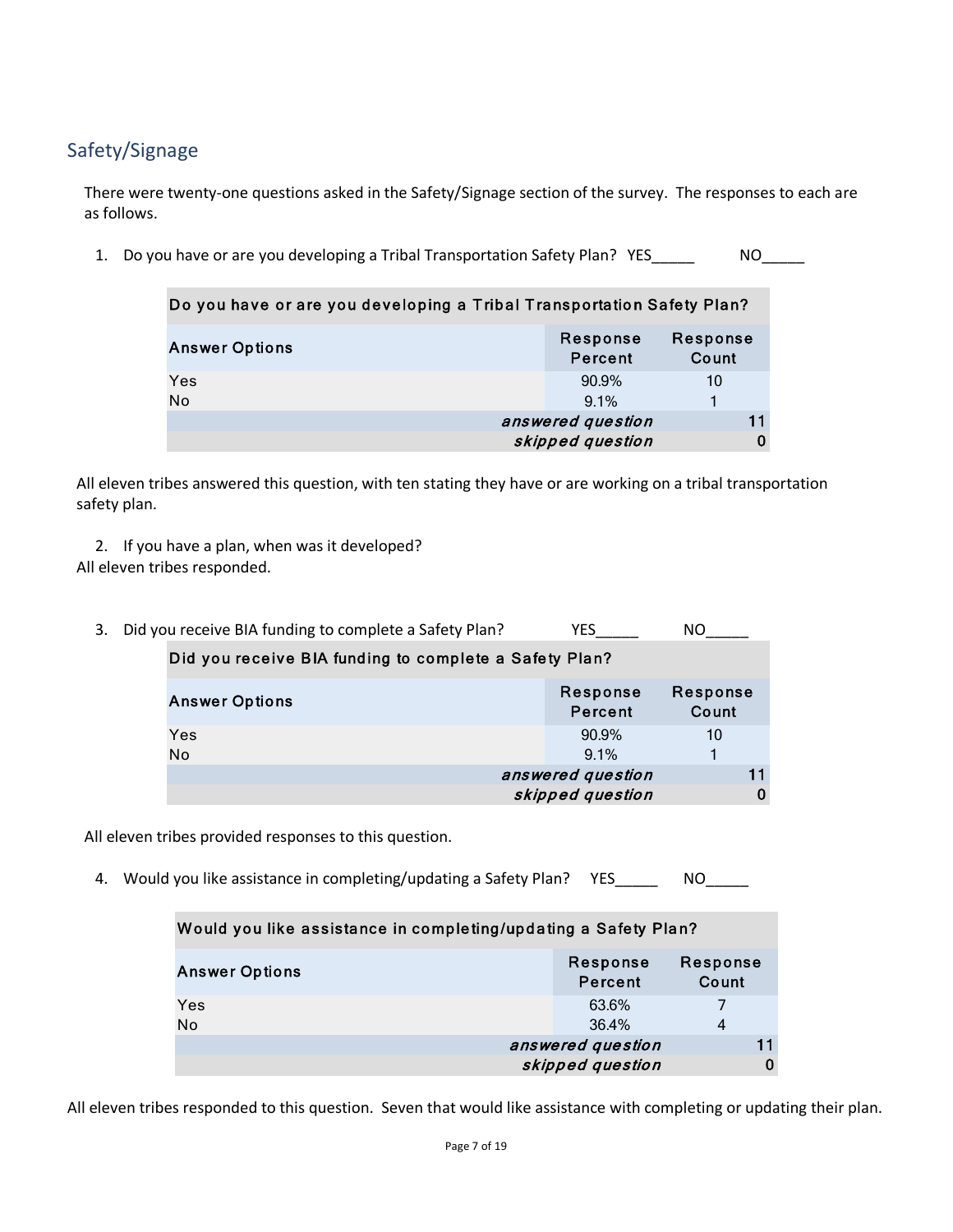## Safety/Signage

There were twenty-one questions asked in the Safety/Signage section of the survey. The responses to each are as follows.

1. Do you have or are you developing a Tribal Transportation Safety Plan? YES_____ NO_____

| Do you have or are you developing a Tribal Transportation Safety Plan? | | |
|---|---|---|
| **Answer Options** | **Response Percent** | **Response Count** |
| Yes | 90.9% | 10 |
| No | 9.1% | 1 |
| | *answered question* | 11 |
| | *skipped question* | 0 |

All eleven tribes answered this question, with ten stating they have or are working on a tribal transportation safety plan.

2. If you have a plan, when was it developed?

All eleven tribes responded.

3. Did you receive BIA funding to complete a Safety Plan? YES_____ NO_____

| Did you receive BIA funding to complete a Safety Plan? | | |
|---|---|---|
| **Answer Options** | **Response Percent** | **Response Count** |
| Yes | 90.9% | 10 |
| No | 9.1% | 1 |
| | *answered question* | 11 |
| | *skipped question* | 0 |

All eleven tribes provided responses to this question.

4. Would you like assistance in completing/updating a Safety Plan? YES_____ NO_____

| Would you like assistance in completing/updating a Safety Plan? | | |
|---|---|---|
| **Answer Options** | **Response Percent** | **Response Count** |
| Yes | 63.6% | 7 |
| No | 36.4% | 4 |
| | *answered question* | 11 |
| | *skipped question* | 0 |

All eleven tribes responded to this question. Seven that would like assistance with completing or updating their plan.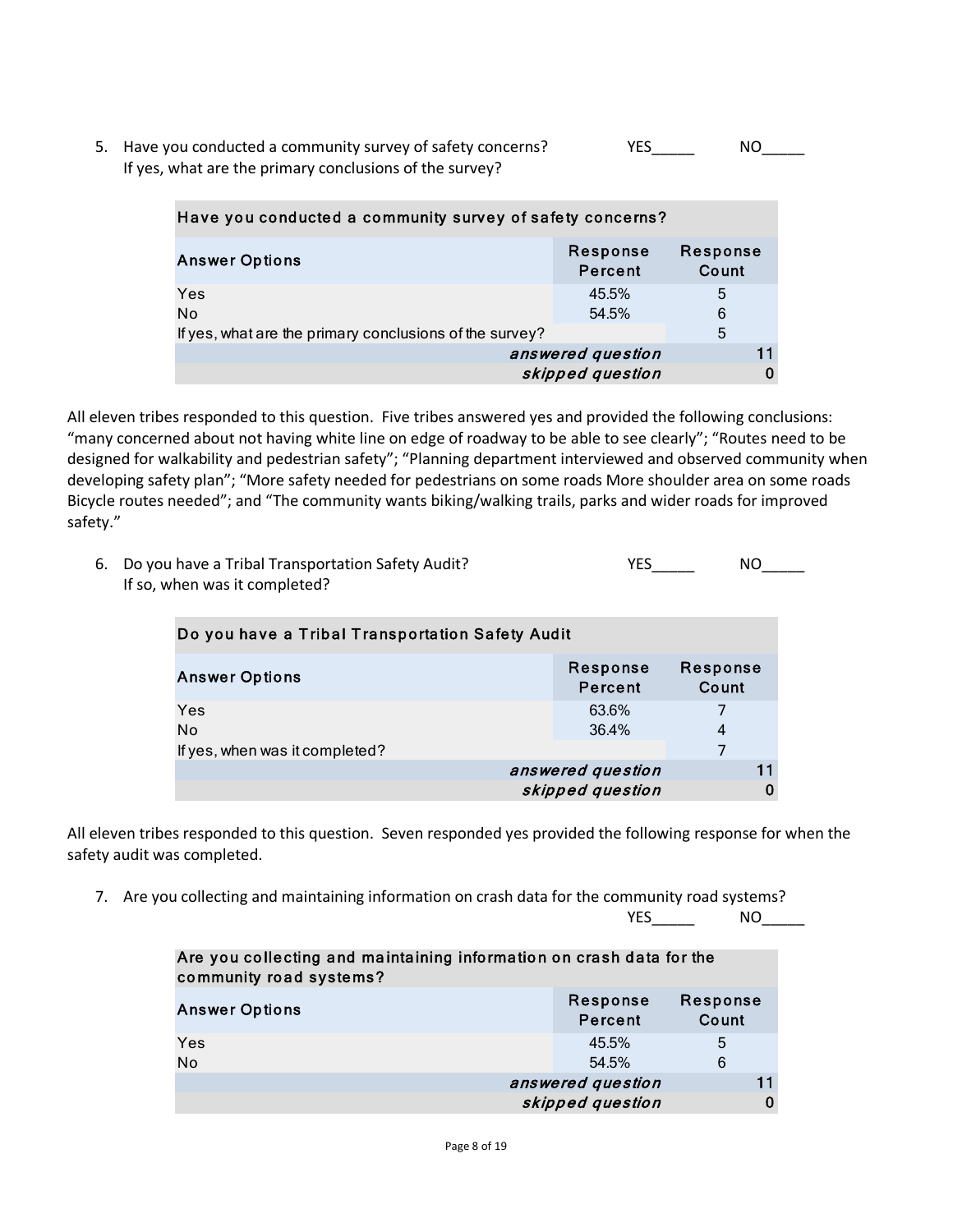5. Have you conducted a community survey of safety concerns? YES_____ NO_____
   If yes, what are the primary conclusions of the survey?

| Have you conducted a community survey of safety concerns? | | |
|---|---|---|
| **Answer Options** | **Response Percent** | **Response Count** |
| Yes | 45.5% | 5 |
| No | 54.5% | 6 |
| If yes, what are the primary conclusions of the survey? | | 5 |
| | *answered question* | 11 |
| | *skipped question* | 0 |

All eleven tribes responded to this question. Five tribes answered yes and provided the following conclusions: “many concerned about not having white line on edge of roadway to be able to see clearly”; “Routes need to be designed for walkability and pedestrian safety”; “Planning department interviewed and observed community when developing safety plan”; “More safety needed for pedestrians on some roads More shoulder area on some roads Bicycle routes needed”; and “The community wants biking/walking trails, parks and wider roads for improved safety.”

6. Do you have a Tribal Transportation Safety Audit? YES_____ NO_____
   If so, when was it completed?

| Do you have a Tribal Transportation Safety Audit | | |
|---|---|---|
| **Answer Options** | **Response Percent** | **Response Count** |
| Yes | 63.6% | 7 |
| No | 36.4% | 4 |
| If yes, when was it completed? | | 7 |
| | *answered question* | 11 |
| | *skipped question* | 0 |

All eleven tribes responded to this question. Seven responded yes provided the following response for when the safety audit was completed.

7. Are you collecting and maintaining information on crash data for the community road systems?
   YES_____ NO_____

| Are you collecting and maintaining information on crash data for the community road systems? | | |
|---|---|---|
| **Answer Options** | **Response Percent** | **Response Count** |
| Yes | 45.5% | 5 |
| No | 54.5% | 6 |
| | *answered question* | 11 |
| | *skipped question* | 0 |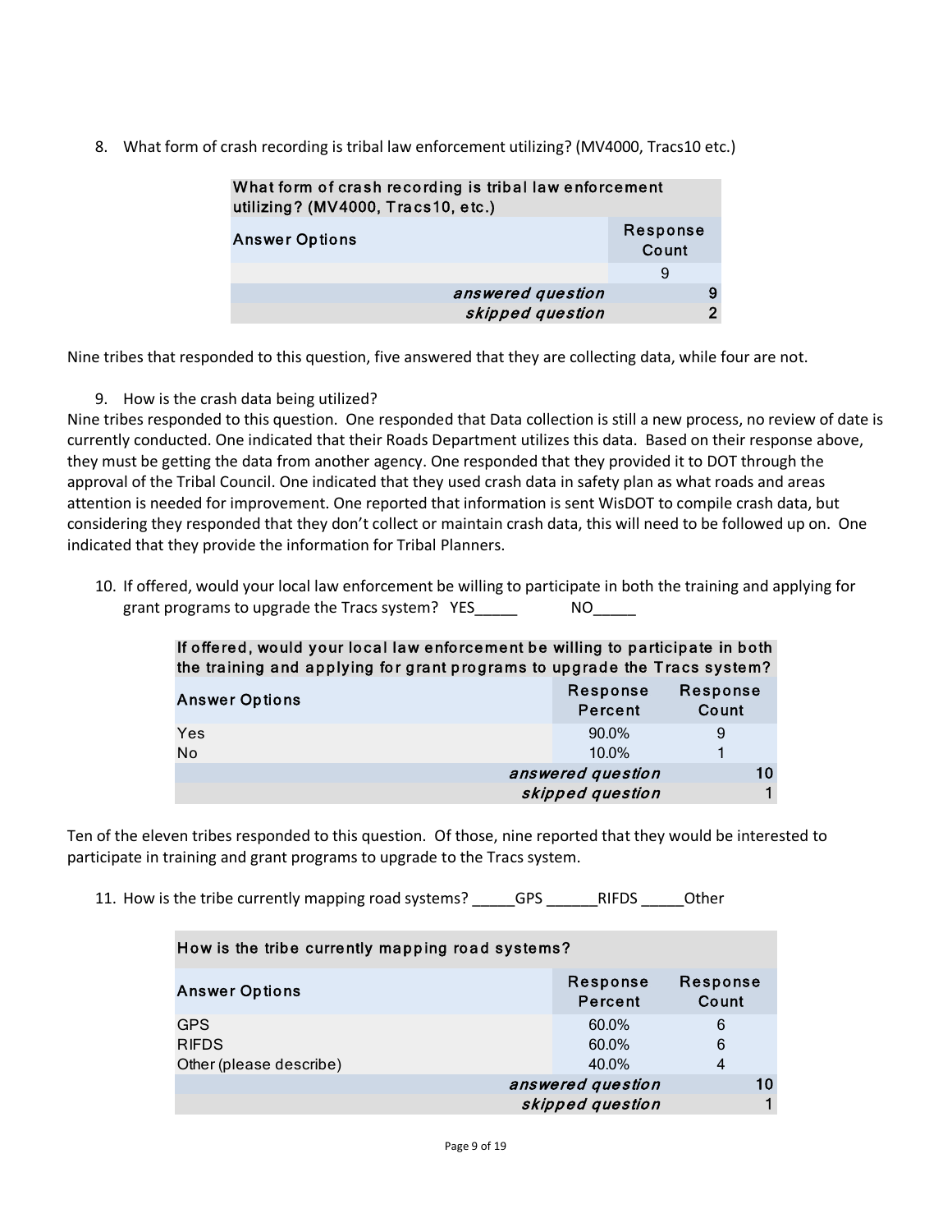8. What form of crash recording is tribal law enforcement utilizing? (MV4000, Tracs10 etc.)

| What form of crash recording is tribal law enforcement utilizing? (MV4000, Tracs10, etc.) | |
|---|---|
| Answer Options | Response Count |
| | 9 |
| *answered question* | 9 |
| *skipped question* | 2 |

Nine tribes that responded to this question, five answered that they are collecting data, while four are not.

9. How is the crash data being utilized?

Nine tribes responded to this question. One responded that Data collection is still a new process, no review of date is currently conducted. One indicated that their Roads Department utilizes this data. Based on their response above, they must be getting the data from another agency. One responded that they provided it to DOT through the approval of the Tribal Council. One indicated that they used crash data in safety plan as what roads and areas attention is needed for improvement. One reported that information is sent WisDOT to compile crash data, but considering they responded that they don't collect or maintain crash data, this will need to be followed up on. One indicated that they provide the information for Tribal Planners.

10. If offered, would your local law enforcement be willing to participate in both the training and applying for grant programs to upgrade the Tracs system? YES_____ NO_____

| If offered, would your local law enforcement be willing to participate in both the training and applying for grant programs to upgrade the Tracs system? | | |
|---|---|---|
| Answer Options | Response Percent | Response Count |
| Yes | 90.0% | 9 |
| No | 10.0% | 1 |
| | *answered question* | 10 |
| | *skipped question* | 1 |

Ten of the eleven tribes responded to this question. Of those, nine reported that they would be interested to participate in training and grant programs to upgrade to the Tracs system.

11. How is the tribe currently mapping road systems? _____GPS ______RIFDS _____Other

| How is the tribe currently mapping road systems? | | |
|---|---|---|
| Answer Options | Response Percent | Response Count |
| GPS | 60.0% | 6 |
| RIFDS | 60.0% | 6 |
| Other (please describe) | 40.0% | 4 |
| | *answered question* | 10 |
| | *skipped question* | 1 |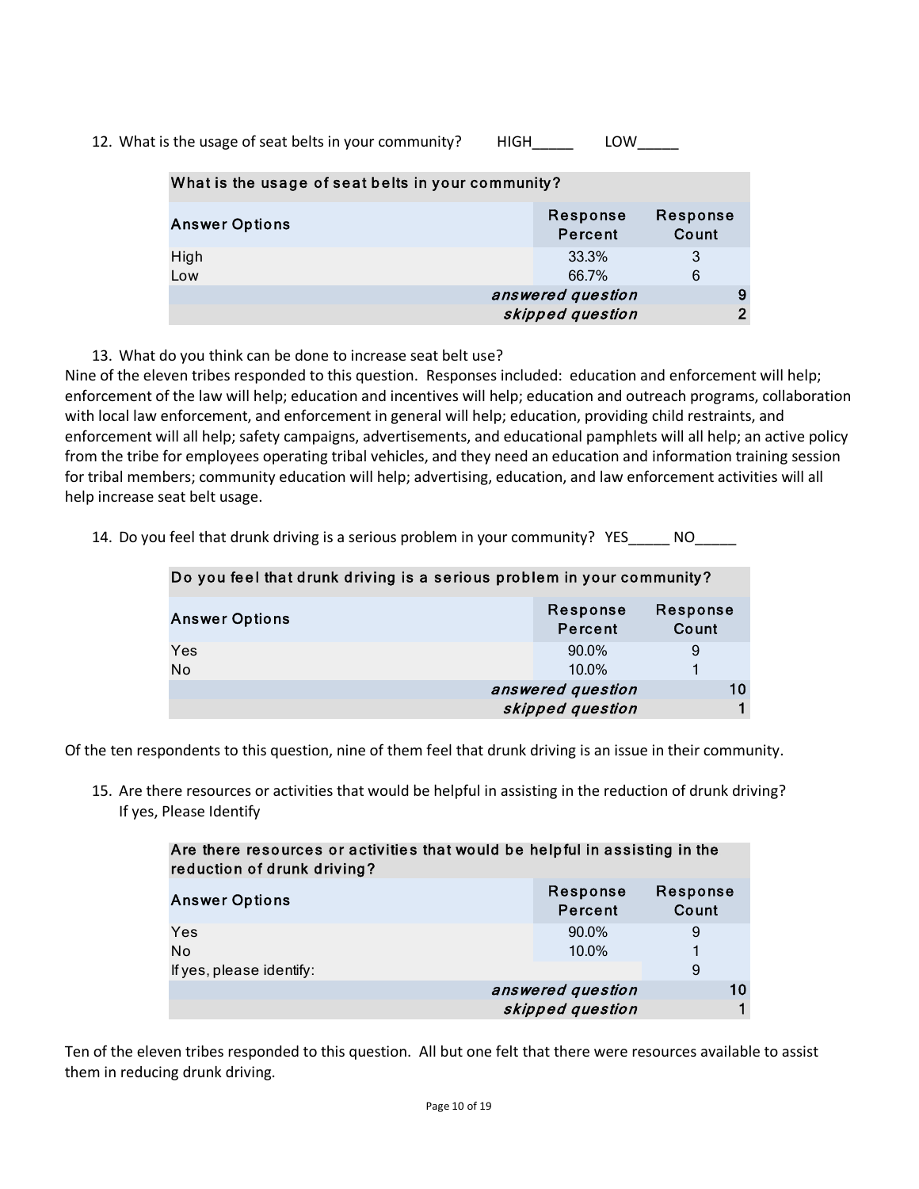12. What is the usage of seat belts in your community? HIGH_____ LOW_____

| What is the usage of seat belts in your community? | | |
|---|---|---|
| **Answer Options** | **Response Percent** | **Response Count** |
| High | 33.3% | 3 |
| Low | 66.7% | 6 |
| | *answered question* | 9 |
| | *skipped question* | 2 |

13. What do you think can be done to increase seat belt use?

Nine of the eleven tribes responded to this question. Responses included: education and enforcement will help; enforcement of the law will help; education and incentives will help; education and outreach programs, collaboration with local law enforcement, and enforcement in general will help; education, providing child restraints, and enforcement will all help; safety campaigns, advertisements, and educational pamphlets will all help; an active policy from the tribe for employees operating tribal vehicles, and they need an education and information training session for tribal members; community education will help; advertising, education, and law enforcement activities will all help increase seat belt usage.

14. Do you feel that drunk driving is a serious problem in your community? YES_____ NO_____

| Do you feel that drunk driving is a serious problem in your community? | | |
|---|---|---|
| **Answer Options** | **Response Percent** | **Response Count** |
| Yes | 90.0% | 9 |
| No | 10.0% | 1 |
| | *answered question* | 10 |
| | *skipped question* | 1 |

Of the ten respondents to this question, nine of them feel that drunk driving is an issue in their community.

15. Are there resources or activities that would be helpful in assisting in the reduction of drunk driving? If yes, Please Identify

| Are there resources or activities that would be helpful in assisting in the reduction of drunk driving? | | |
|---|---|---|
| **Answer Options** | **Response Percent** | **Response Count** |
| Yes | 90.0% | 9 |
| No | 10.0% | 1 |
| If yes, please identify: | | 9 |
| | *answered question* | 10 |
| | *skipped question* | 1 |

Ten of the eleven tribes responded to this question. All but one felt that there were resources available to assist them in reducing drunk driving.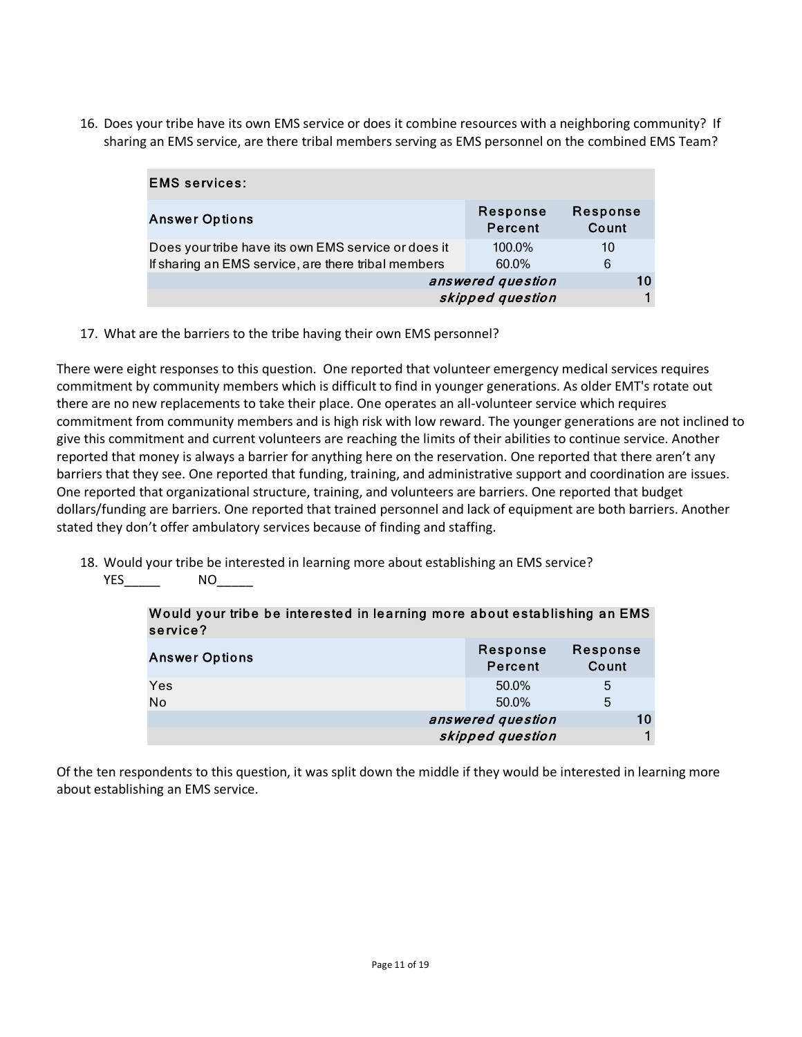16. Does your tribe have its own EMS service or does it combine resources with a neighboring community? If sharing an EMS service, are there tribal members serving as EMS personnel on the combined EMS Team?

| EMS services: | | |
|---|---|---|
| **Answer Options** | **Response Percent** | **Response Count** |
| Does your tribe have its own EMS service or does it | 100.0% | 10 |
| If sharing an EMS service, are there tribal members | 60.0% | 6 |
| | *answered question* | 10 |
| | *skipped question* | 1 |

17. What are the barriers to the tribe having their own EMS personnel?

There were eight responses to this question. One reported that volunteer emergency medical services requires commitment by community members which is difficult to find in younger generations. As older EMT's rotate out there are no new replacements to take their place. One operates an all-volunteer service which requires commitment from community members and is high risk with low reward. The younger generations are not inclined to give this commitment and current volunteers are reaching the limits of their abilities to continue service. Another reported that money is always a barrier for anything here on the reservation. One reported that there aren't any barriers that they see. One reported that funding, training, and administrative support and coordination are issues. One reported that organizational structure, training, and volunteers are barriers. One reported that budget dollars/funding are barriers. One reported that trained personnel and lack of equipment are both barriers. Another stated they don't offer ambulatory services because of finding and staffing.

18. Would your tribe be interested in learning more about establishing an EMS service?
YES_____ NO_____

| Would your tribe be interested in learning more about establishing an EMS service? | | |
|---|---|---|
| **Answer Options** | **Response Percent** | **Response Count** |
| Yes | 50.0% | 5 |
| No | 50.0% | 5 |
| | *answered question* | 10 |
| | *skipped question* | 1 |

Of the ten respondents to this question, it was split down the middle if they would be interested in learning more about establishing an EMS service.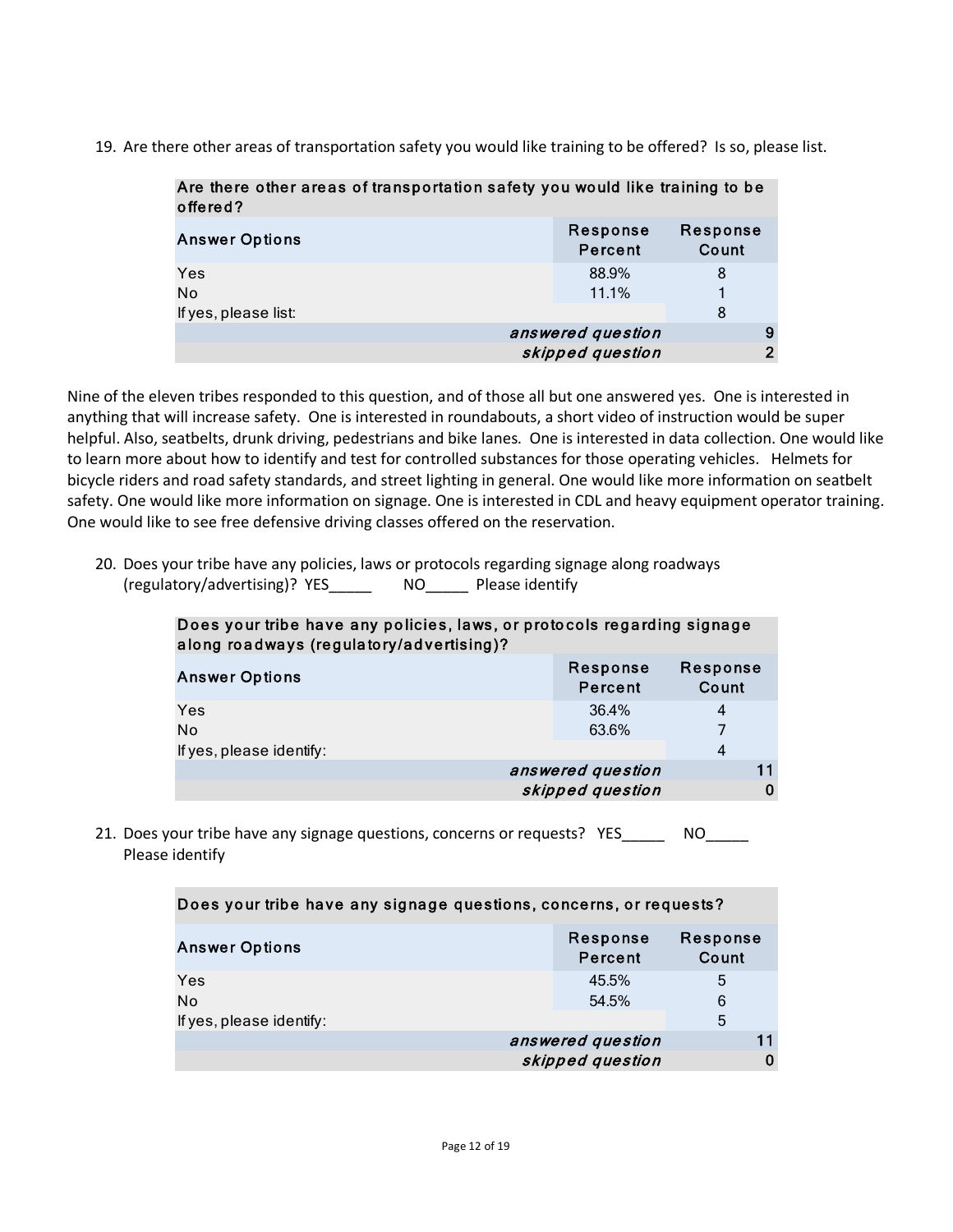19. Are there other areas of transportation safety you would like training to be offered? Is so, please list.

| Are there other areas of transportation safety you would like training to be offered? | | |
|---|---|---|
| **Answer Options** | **Response Percent** | **Response Count** |
| Yes | 88.9% | 8 |
| No | 11.1% | 1 |
| If yes, please list: | | 8 |
| | *answered question* | 9 |
| | *skipped question* | 2 |

Nine of the eleven tribes responded to this question, and of those all but one answered yes. One is interested in anything that will increase safety. One is interested in roundabouts, a short video of instruction would be super helpful. Also, seatbelts, drunk driving, pedestrians and bike lanes. One is interested in data collection. One would like to learn more about how to identify and test for controlled substances for those operating vehicles. Helmets for bicycle riders and road safety standards, and street lighting in general. One would like more information on seatbelt safety. One would like more information on signage. One is interested in CDL and heavy equipment operator training. One would like to see free defensive driving classes offered on the reservation.

20. Does your tribe have any policies, laws or protocols regarding signage along roadways (regulatory/advertising)? YES_____ NO_____ Please identify

| Does your tribe have any policies, laws, or protocols regarding signage along roadways (regulatory/advertising)? | | |
|---|---|---|
| **Answer Options** | **Response Percent** | **Response Count** |
| Yes | 36.4% | 4 |
| No | 63.6% | 7 |
| If yes, please identify: | | 4 |
| | *answered question* | 11 |
| | *skipped question* | 0 |

21. Does your tribe have any signage questions, concerns or requests? YES_____ NO_____ Please identify

| Does your tribe have any signage questions, concerns, or requests? | | |
|---|---|---|
| **Answer Options** | **Response Percent** | **Response Count** |
| Yes | 45.5% | 5 |
| No | 54.5% | 6 |
| If yes, please identify: | | 5 |
| | *answered question* | 11 |
| | *skipped question* | 0 |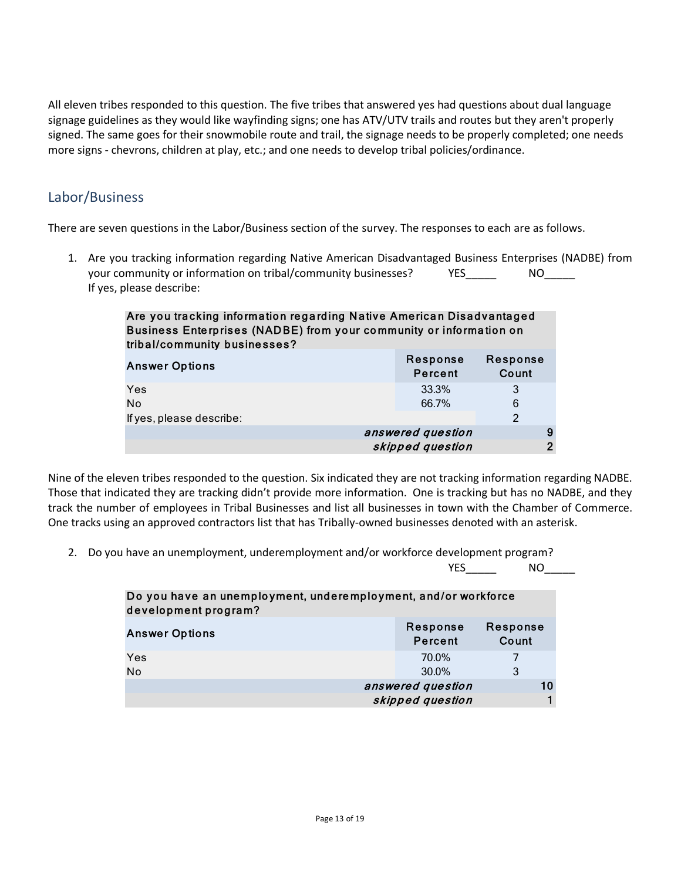All eleven tribes responded to this question. The five tribes that answered yes had questions about dual language signage guidelines as they would like wayfinding signs; one has ATV/UTV trails and routes but they aren't properly signed. The same goes for their snowmobile route and trail, the signage needs to be properly completed; one needs more signs - chevrons, children at play, etc.; and one needs to develop tribal policies/ordinance.

## Labor/Business

There are seven questions in the Labor/Business section of the survey. The responses to each are as follows.

1. Are you tracking information regarding Native American Disadvantaged Business Enterprises (NADBE) from your community or information on tribal/community businesses? YES_____ NO_____
   If yes, please describe:

| Are you tracking information regarding Native American Disadvantaged Business Enterprises (NADBE) from your community or information on tribal/community businesses? | | |
|---|---|---|
| Answer Options | Response Percent | Response Count |
| Yes | 33.3% | 3 |
| No | 66.7% | 6 |
| If yes, please describe: | | 2 |
| | *answered question* | 9 |
| | *skipped question* | 2 |

Nine of the eleven tribes responded to the question. Six indicated they are not tracking information regarding NADBE. Those that indicated they are tracking didn't provide more information. One is tracking but has no NADBE, and they track the number of employees in Tribal Businesses and list all businesses in town with the Chamber of Commerce. One tracks using an approved contractors list that has Tribally-owned businesses denoted with an asterisk.

2. Do you have an unemployment, underemployment and/or workforce development program?
   YES_____ NO_____

| Do you have an unemployment, underemployment, and/or workforce development program? | | |
|---|---|---|
| Answer Options | Response Percent | Response Count |
| Yes | 70.0% | 7 |
| No | 30.0% | 3 |
| | *answered question* | 10 |
| | *skipped question* | 1 |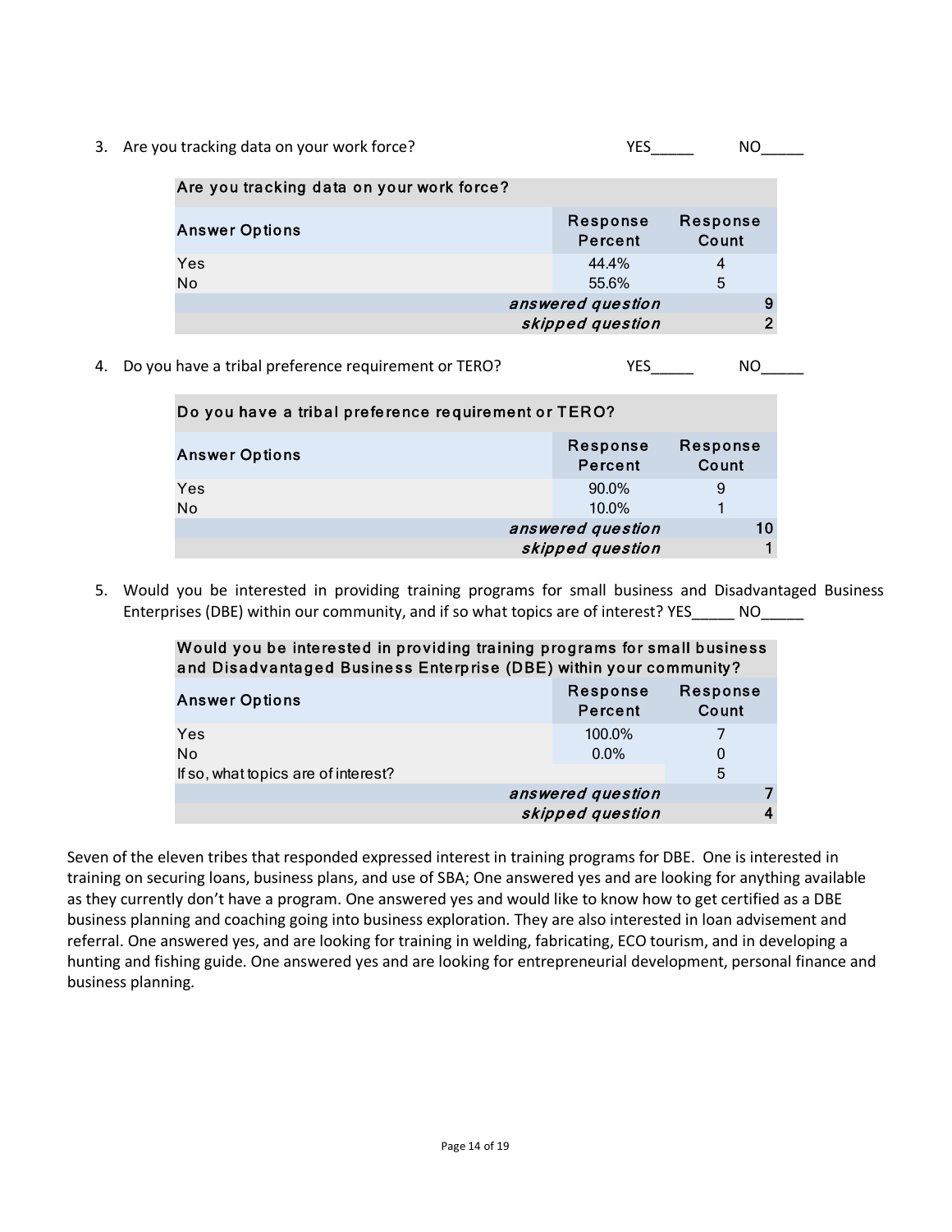3. Are you tracking data on your work force? YES_____ NO_____

| Are you tracking data on your work force? | | |
|---|---|---|
| **Answer Options** | **Response Percent** | **Response Count** |
| Yes | 44.4% | 4 |
| No | 55.6% | 5 |
| | *answered question* | 9 |
| | *skipped question* | 2 |

4. Do you have a tribal preference requirement or TERO? YES_____ NO_____

| Do you have a tribal preference requirement or TERO? | | |
|---|---|---|
| **Answer Options** | **Response Percent** | **Response Count** |
| Yes | 90.0% | 9 |
| No | 10.0% | 1 |
| | *answered question* | 10 |
| | *skipped question* | 1 |

5. Would you be interested in providing training programs for small business and Disadvantaged Business Enterprises (DBE) within our community, and if so what topics are of interest? YES_____ NO_____

| Would you be interested in providing training programs for small business and Disadvantaged Business Enterprise (DBE) within your community? | | |
|---|---|---|
| **Answer Options** | **Response Percent** | **Response Count** |
| Yes | 100.0% | 7 |
| No | 0.0% | 0 |
| If so, what topics are of interest? | | 5 |
| | *answered question* | 7 |
| | *skipped question* | 4 |

Seven of the eleven tribes that responded expressed interest in training programs for DBE. One is interested in training on securing loans, business plans, and use of SBA; One answered yes and are looking for anything available as they currently don't have a program. One answered yes and would like to know how to get certified as a DBE business planning and coaching going into business exploration. They are also interested in loan advisement and referral. One answered yes, and are looking for training in welding, fabricating, ECO tourism, and in developing a hunting and fishing guide. One answered yes and are looking for entrepreneurial development, personal finance and business planning.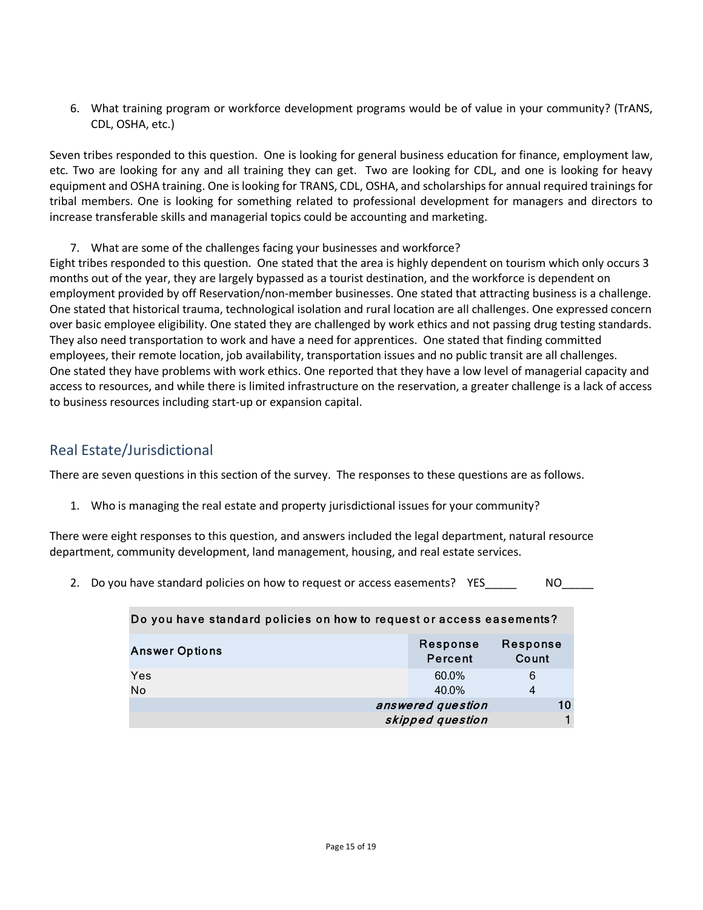6. What training program or workforce development programs would be of value in your community? (TrANS, CDL, OSHA, etc.)

Seven tribes responded to this question. One is looking for general business education for finance, employment law, etc. Two are looking for any and all training they can get. Two are looking for CDL, and one is looking for heavy equipment and OSHA training. One is looking for TRANS, CDL, OSHA, and scholarships for annual required trainings for tribal members. One is looking for something related to professional development for managers and directors to increase transferable skills and managerial topics could be accounting and marketing.

7. What are some of the challenges facing your businesses and workforce?

Eight tribes responded to this question. One stated that the area is highly dependent on tourism which only occurs 3 months out of the year, they are largely bypassed as a tourist destination, and the workforce is dependent on employment provided by off Reservation/non-member businesses. One stated that attracting business is a challenge. One stated that historical trauma, technological isolation and rural location are all challenges. One expressed concern over basic employee eligibility. One stated they are challenged by work ethics and not passing drug testing standards. They also need transportation to work and have a need for apprentices. One stated that finding committed employees, their remote location, job availability, transportation issues and no public transit are all challenges. One stated they have problems with work ethics. One reported that they have a low level of managerial capacity and access to resources, and while there is limited infrastructure on the reservation, a greater challenge is a lack of access to business resources including start-up or expansion capital.

## Real Estate/Jurisdictional

There are seven questions in this section of the survey. The responses to these questions are as follows.

1. Who is managing the real estate and property jurisdictional issues for your community?

There were eight responses to this question, and answers included the legal department, natural resource department, community development, land management, housing, and real estate services.

2. Do you have standard policies on how to request or access easements? YES_____ NO_____

| Do you have standard policies on how to request or access easements? | | |
|---|---|---|
| **Answer Options** | **Response Percent** | **Response Count** |
| Yes | 60.0% | 6 |
| No | 40.0% | 4 |
| | *answered question* | 10 |
| | *skipped question* | 1 |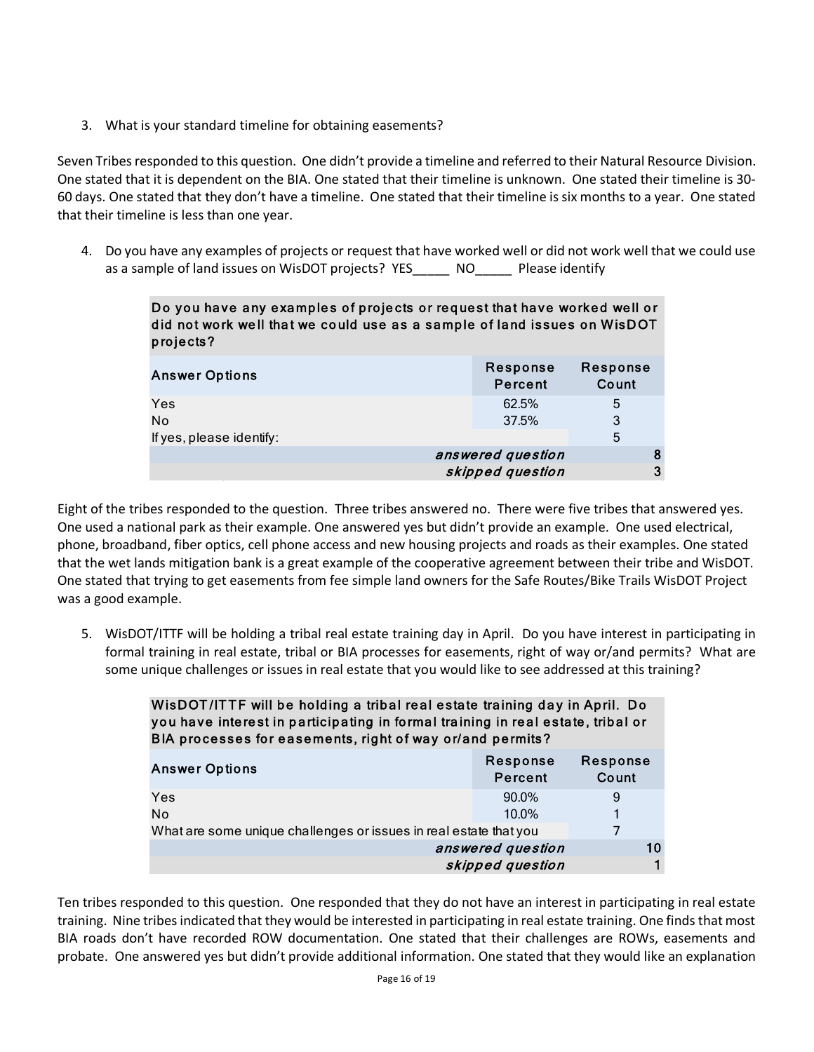3. What is your standard timeline for obtaining easements?

Seven Tribes responded to this question. One didn't provide a timeline and referred to their Natural Resource Division. One stated that it is dependent on the BIA. One stated that their timeline is unknown. One stated their timeline is 30-60 days. One stated that they don't have a timeline. One stated that their timeline is six months to a year. One stated that their timeline is less than one year.

4. Do you have any examples of projects or request that have worked well or did not work well that we could use as a sample of land issues on WisDOT projects? YES_____ NO_____ Please identify

| Do you have any examples of projects or request that have worked well or did not work well that we could use as a sample of land issues on WisDOT projects? | | |
|---|---|---|
| **Answer Options** | **Response Percent** | **Response Count** |
| Yes | 62.5% | 5 |
| No | 37.5% | 3 |
| If yes, please identify: | | 5 |
| | *answered question* | 8 |
| | *skipped question* | 3 |

Eight of the tribes responded to the question. Three tribes answered no. There were five tribes that answered yes. One used a national park as their example. One answered yes but didn't provide an example. One used electrical, phone, broadband, fiber optics, cell phone access and new housing projects and roads as their examples. One stated that the wet lands mitigation bank is a great example of the cooperative agreement between their tribe and WisDOT. One stated that trying to get easements from fee simple land owners for the Safe Routes/Bike Trails WisDOT Project was a good example.

5. WisDOT/ITTF will be holding a tribal real estate training day in April. Do you have interest in participating in formal training in real estate, tribal or BIA processes for easements, right of way or/and permits? What are some unique challenges or issues in real estate that you would like to see addressed at this training?

| WisDOT/ITTF will be holding a tribal real estate training day in April. Do you have interest in participating in formal training in real estate, tribal or BIA processes for easements, right of way or/and permits? | | |
|---|---|---|
| **Answer Options** | **Response Percent** | **Response Count** |
| Yes | 90.0% | 9 |
| No | 10.0% | 1 |
| What are some unique challenges or issues in real estate that you | | 7 |
| | *answered question* | 10 |
| | *skipped question* | 1 |

Ten tribes responded to this question. One responded that they do not have an interest in participating in real estate training. Nine tribes indicated that they would be interested in participating in real estate training. One finds that most BIA roads don't have recorded ROW documentation. One stated that their challenges are ROWs, easements and probate. One answered yes but didn't provide additional information. One stated that they would like an explanation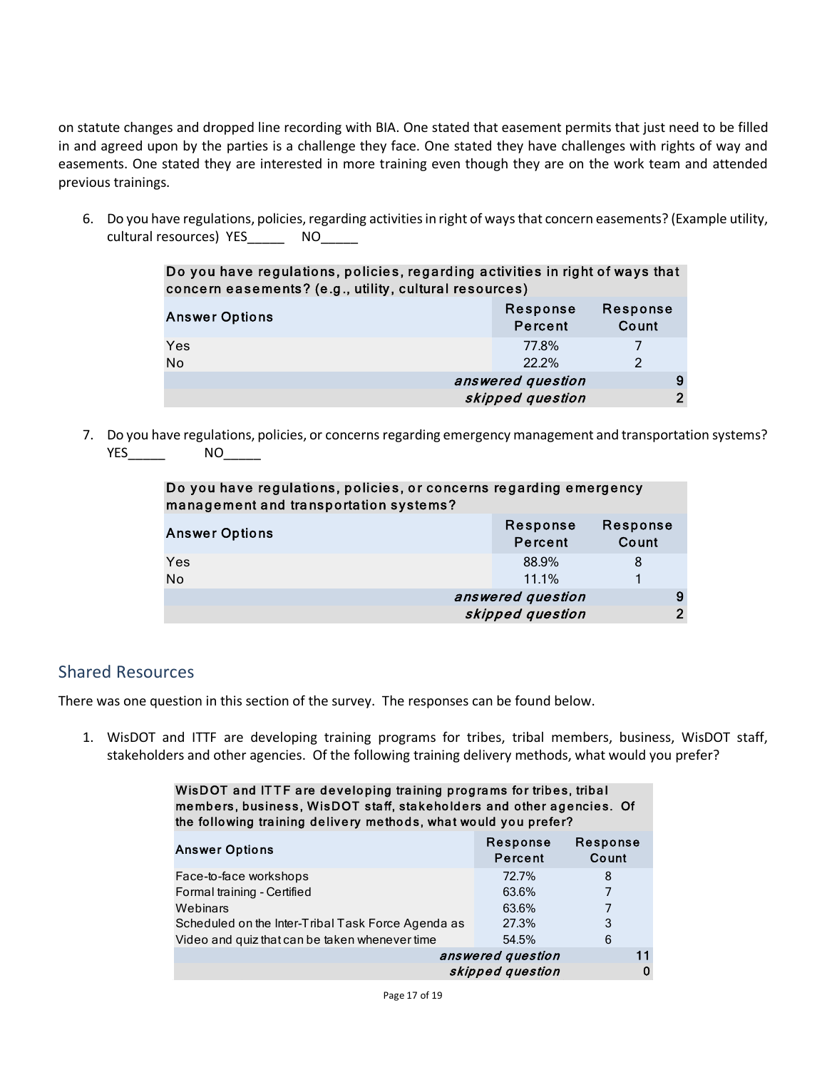on statute changes and dropped line recording with BIA. One stated that easement permits that just need to be filled in and agreed upon by the parties is a challenge they face. One stated they have challenges with rights of way and easements. One stated they are interested in more training even though they are on the work team and attended previous trainings.

6. Do you have regulations, policies, regarding activities in right of ways that concern easements? (Example utility, cultural resources) YES_____ NO_____

| Do you have regulations, policies, regarding activities in right of ways that concern easements? (e.g., utility, cultural resources) | | |
|---|---|---|
| Answer Options | Response Percent | Response Count |
| Yes | 77.8% | 7 |
| No | 22.2% | 2 |
| | *answered question* | 9 |
| | *skipped question* | 2 |

7. Do you have regulations, policies, or concerns regarding emergency management and transportation systems? YES_____ NO_____

| Do you have regulations, policies, or concerns regarding emergency management and transportation systems? | | |
|---|---|---|
| Answer Options | Response Percent | Response Count |
| Yes | 88.9% | 8 |
| No | 11.1% | 1 |
| | *answered question* | 9 |
| | *skipped question* | 2 |

## Shared Resources

There was one question in this section of the survey. The responses can be found below.

1. WisDOT and ITTF are developing training programs for tribes, tribal members, business, WisDOT staff, stakeholders and other agencies. Of the following training delivery methods, what would you prefer?

| WisDOT and ITTF are developing training programs for tribes, tribal members, business, WisDOT staff, stakeholders and other agencies. Of the following training delivery methods, what would you prefer? | | |
|---|---|---|
| Answer Options | Response Percent | Response Count |
| Face-to-face workshops | 72.7% | 8 |
| Formal training - Certified | 63.6% | 7 |
| Webinars | 63.6% | 7 |
| Scheduled on the Inter-Tribal Task Force Agenda as | 27.3% | 3 |
| Video and quiz that can be taken whenever time | 54.5% | 6 |
| | *answered question* | 11 |
| | *skipped question* | 0 |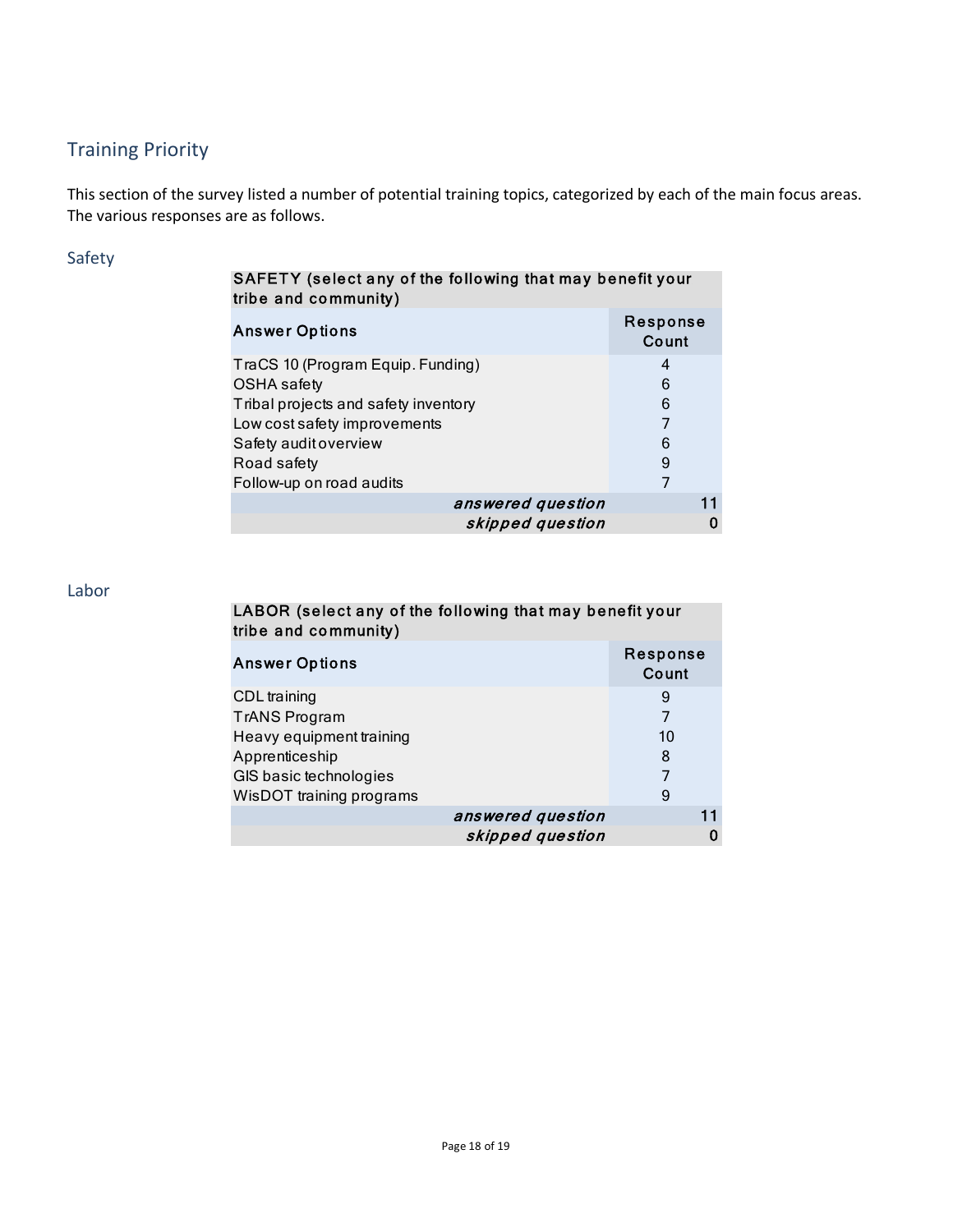## Training Priority

This section of the survey listed a number of potential training topics, categorized by each of the main focus areas. The various responses are as follows.

### Safety

| SAFETY (select any of the following that may benefit your tribe and community) | |
|---|---|
| **Answer Options** | **Response Count** |
| TraCS 10 (Program Equip. Funding) | 4 |
| OSHA safety | 6 |
| Tribal projects and safety inventory | 6 |
| Low cost safety improvements | 7 |
| Safety audit overview | 6 |
| Road safety | 9 |
| Follow-up on road audits | 7 |
| ***answered question*** | **11** |
| ***skipped question*** | **0** |

### Labor

| LABOR (select any of the following that may benefit your tribe and community) | |
|---|---|
| **Answer Options** | **Response Count** |
| CDL training | 9 |
| TrANS Program | 7 |
| Heavy equipment training | 10 |
| Apprenticeship | 8 |
| GIS basic technologies | 7 |
| WisDOT training programs | 9 |
| ***answered question*** | **11** |
| ***skipped question*** | **0** |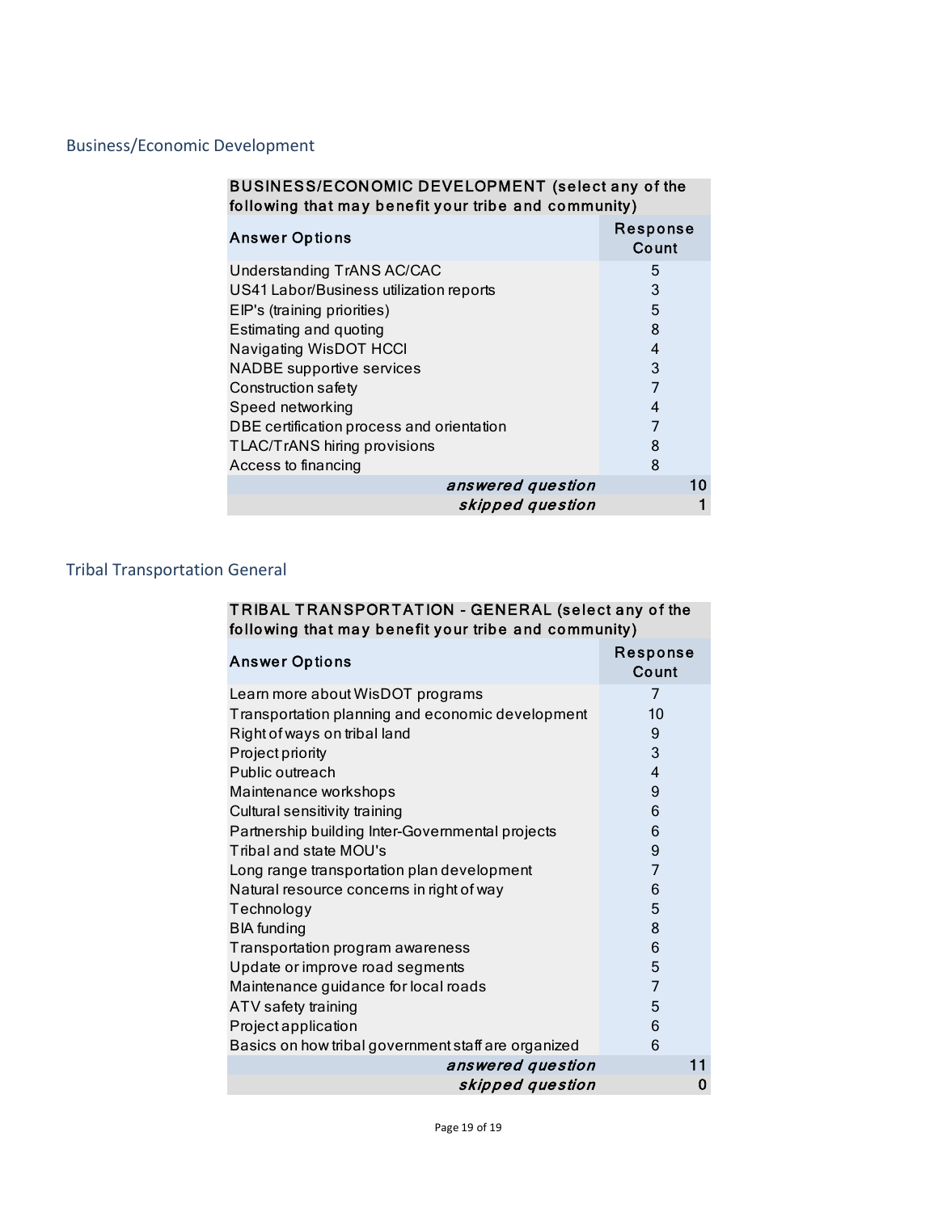## Business/Economic Development

| BUSINESS/ECONOMIC DEVELOPMENT (select any of the following that may benefit your tribe and community) | |
|---|---|
| **Answer Options** | **Response Count** |
| Understanding TrANS AC/CAC | 5 |
| US41 Labor/Business utilization reports | 3 |
| EIP's (training priorities) | 5 |
| Estimating and quoting | 8 |
| Navigating WisDOT HCCI | 4 |
| NADBE supportive services | 3 |
| Construction safety | 7 |
| Speed networking | 4 |
| DBE certification process and orientation | 7 |
| TLAC/TrANS hiring provisions | 8 |
| Access to financing | 8 |
| *answered question* | 10 |
| *skipped question* | 1 |

## Tribal Transportation General

| TRIBAL TRANSPORTATION - GENERAL (select any of the following that may benefit your tribe and community) | |
|---|---|
| **Answer Options** | **Response Count** |
| Learn more about WisDOT programs | 7 |
| Transportation planning and economic development | 10 |
| Right of ways on tribal land | 9 |
| Project priority | 3 |
| Public outreach | 4 |
| Maintenance workshops | 9 |
| Cultural sensitivity training | 6 |
| Partnership building Inter-Governmental projects | 6 |
| Tribal and state MOU's | 9 |
| Long range transportation plan development | 7 |
| Natural resource concerns in right of way | 6 |
| Technology | 5 |
| BIA funding | 8 |
| Transportation program awareness | 6 |
| Update or improve road segments | 5 |
| Maintenance guidance for local roads | 7 |
| ATV safety training | 5 |
| Project application | 6 |
| Basics on how tribal government staff are organized | 6 |
| *answered question* | 11 |
| *skipped question* | 0 |